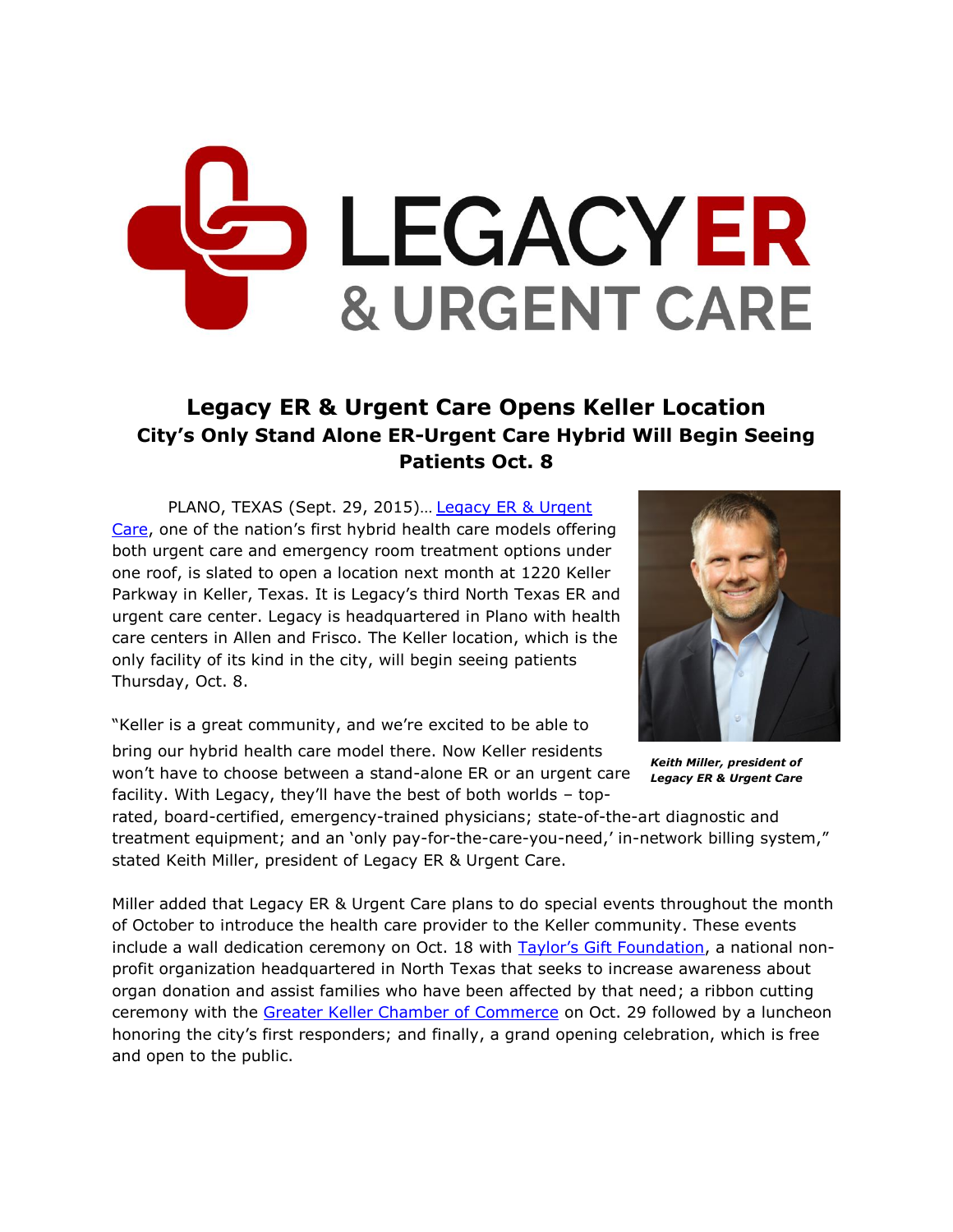# Legacy ER & Urgent Care Opens Keller Location

## City's Only Stand Alone ER-Urgent Care Hybrid Will Begin Seeing Patients Oct. 8

PLANO, TEXAS (Sept. 29, 2015)… Legacy ER & Urgent Care, one of the nation's first hybrid health care models offering both urgent care and emergency room treatment options under one roof, is slated to open a location next month at 1220 Keller Parkway in Keller, Texas. It is Legacy's third North Texas ER and urgent care center. Legacy is headquartered in Plano with health care centers in Allen and Frisco. The Keller location, which is the only facility of its kind in the city, will begin seeing patients Thursday, Oct. 8.

*Keith Miller, president of Legacy ER & Urgent Care*

"Keller is a great community, and we're excited to be able to bring our hybrid health care model there. Now Keller residents won't have to choose between a stand-alone ER or an urgent care facility. With Legacy, they'll have the best of both worlds – top-rated, board-certified, emergency-trained physicians; state-of-the-art diagnostic and treatment equipment; and an 'only pay-for-the-care-you-need,' in-network billing system," stated Keith Miller, president of Legacy ER & Urgent Care.

Miller added that Legacy ER & Urgent Care plans to do special events throughout the month of October to introduce the health care provider to the Keller community. These events include a wall dedication ceremony on Oct. 18 with Taylor's Gift Foundation, a national non-profit organization headquartered in North Texas that seeks to increase awareness about organ donation and assist families who have been affected by that need; a ribbon cutting ceremony with the Greater Keller Chamber of Commerce on Oct. 29 followed by a luncheon honoring the city's first responders; and finally, a grand opening celebration, which is free and open to the public.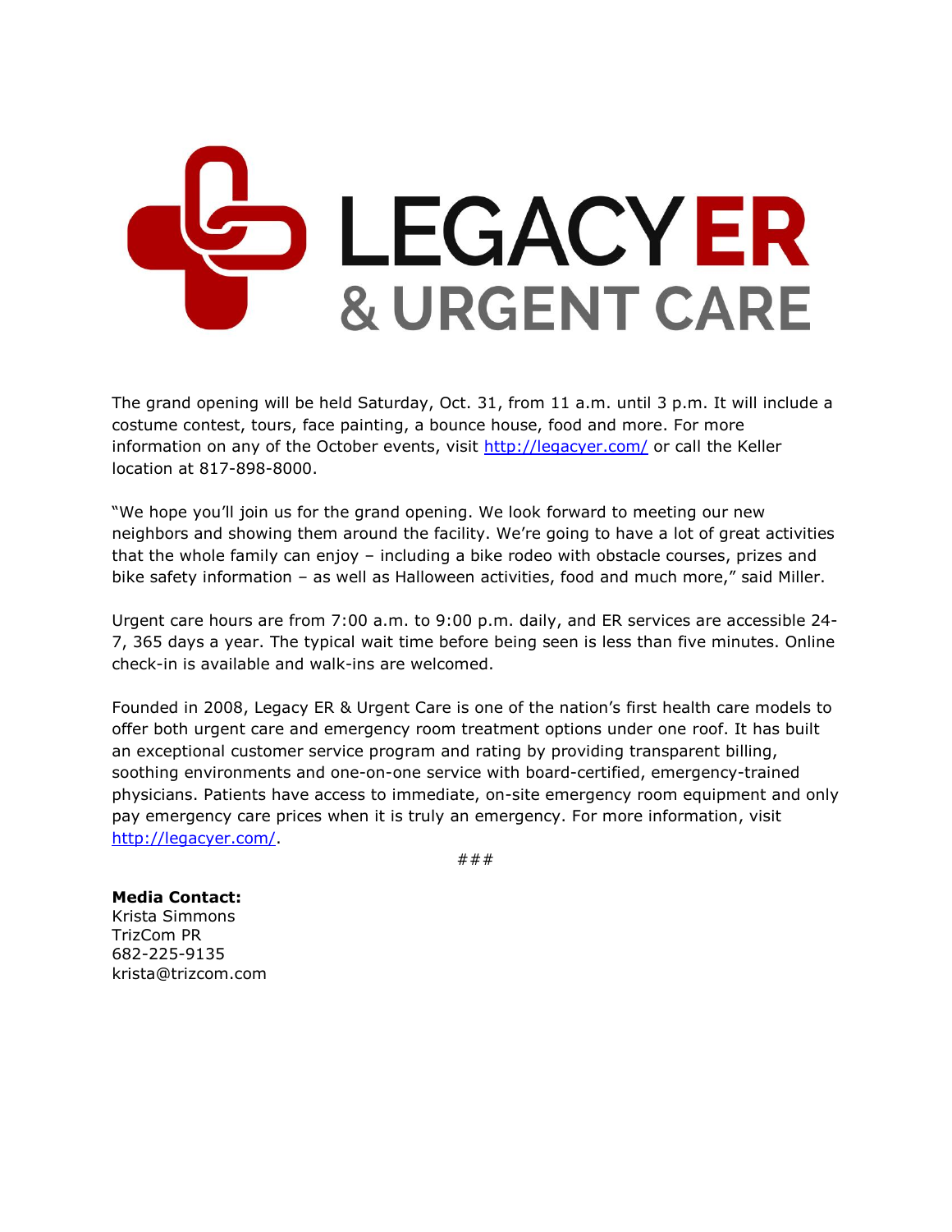LEGACY ER & URGENT CARE

The grand opening will be held Saturday, Oct. 31, from 11 a.m. until 3 p.m. It will include a costume contest, tours, face painting, a bounce house, food and more. For more information on any of the October events, visit [http://legacyer.com/](http://legacyer.com/) or call the Keller location at 817-898-8000.

"We hope you'll join us for the grand opening. We look forward to meeting our new neighbors and showing them around the facility. We're going to have a lot of great activities that the whole family can enjoy – including a bike rodeo with obstacle courses, prizes and bike safety information – as well as Halloween activities, food and much more," said Miller.

Urgent care hours are from 7:00 a.m. to 9:00 p.m. daily, and ER services are accessible 24-7, 365 days a year. The typical wait time before being seen is less than five minutes. Online check-in is available and walk-ins are welcomed.

Founded in 2008, Legacy ER & Urgent Care is one of the nation's first health care models to offer both urgent care and emergency room treatment options under one roof. It has built an exceptional customer service program and rating by providing transparent billing, soothing environments and one-on-one service with board-certified, emergency-trained physicians. Patients have access to immediate, on-site emergency room equipment and only pay emergency care prices when it is truly an emergency. For more information, visit [http://legacyer.com/](http://legacyer.com/).

###

**Media Contact:**
Krista Simmons
TrizCom PR
682-225-9135
krista@trizcom.com